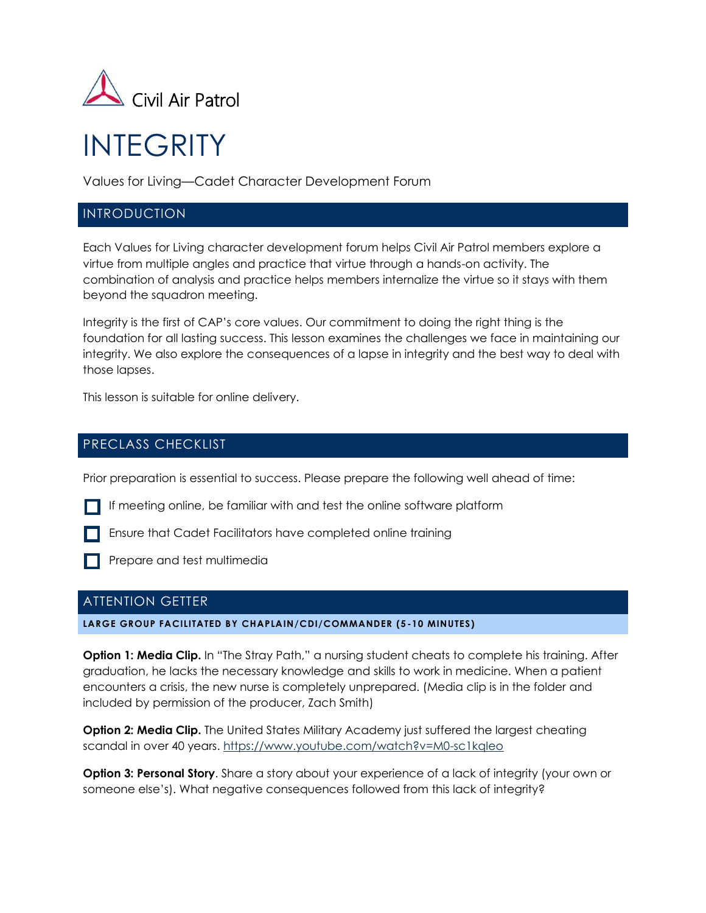Civil Air Patrol

# INTEGRITY

Values for Living—Cadet Character Development Forum

## INTRODUCTION

Each Values for Living character development forum helps Civil Air Patrol members explore a virtue from multiple angles and practice that virtue through a hands-on activity. The combination of analysis and practice helps members internalize the virtue so it stays with them beyond the squadron meeting.

Integrity is the first of CAP's core values. Our commitment to doing the right thing is the foundation for all lasting success. This lesson examines the challenges we face in maintaining our integrity. We also explore the consequences of a lapse in integrity and the best way to deal with those lapses.

This lesson is suitable for online delivery.

## PRECLASS CHECKLIST

Prior preparation is essential to success. Please prepare the following well ahead of time:

- [ ] If meeting online, be familiar with and test the online software platform
- [ ] Ensure that Cadet Facilitators have completed online training
- [ ] Prepare and test multimedia

## ATTENTION GETTER

### LARGE GROUP FACILITATED BY CHAPLAIN/CDI/COMMANDER (5-10 MINUTES)

**Option 1: Media Clip.** In "The Stray Path," a nursing student cheats to complete his training. After graduation, he lacks the necessary knowledge and skills to work in medicine. When a patient encounters a crisis, the new nurse is completely unprepared. (Media clip is in the folder and included by permission of the producer, Zach Smith)

**Option 2: Media Clip.** The United States Military Academy just suffered the largest cheating scandal in over 40 years. https://www.youtube.com/watch?v=M0-sc1kqleo

**Option 3: Personal Story**. Share a story about your experience of a lack of integrity (your own or someone else's). What negative consequences followed from this lack of integrity?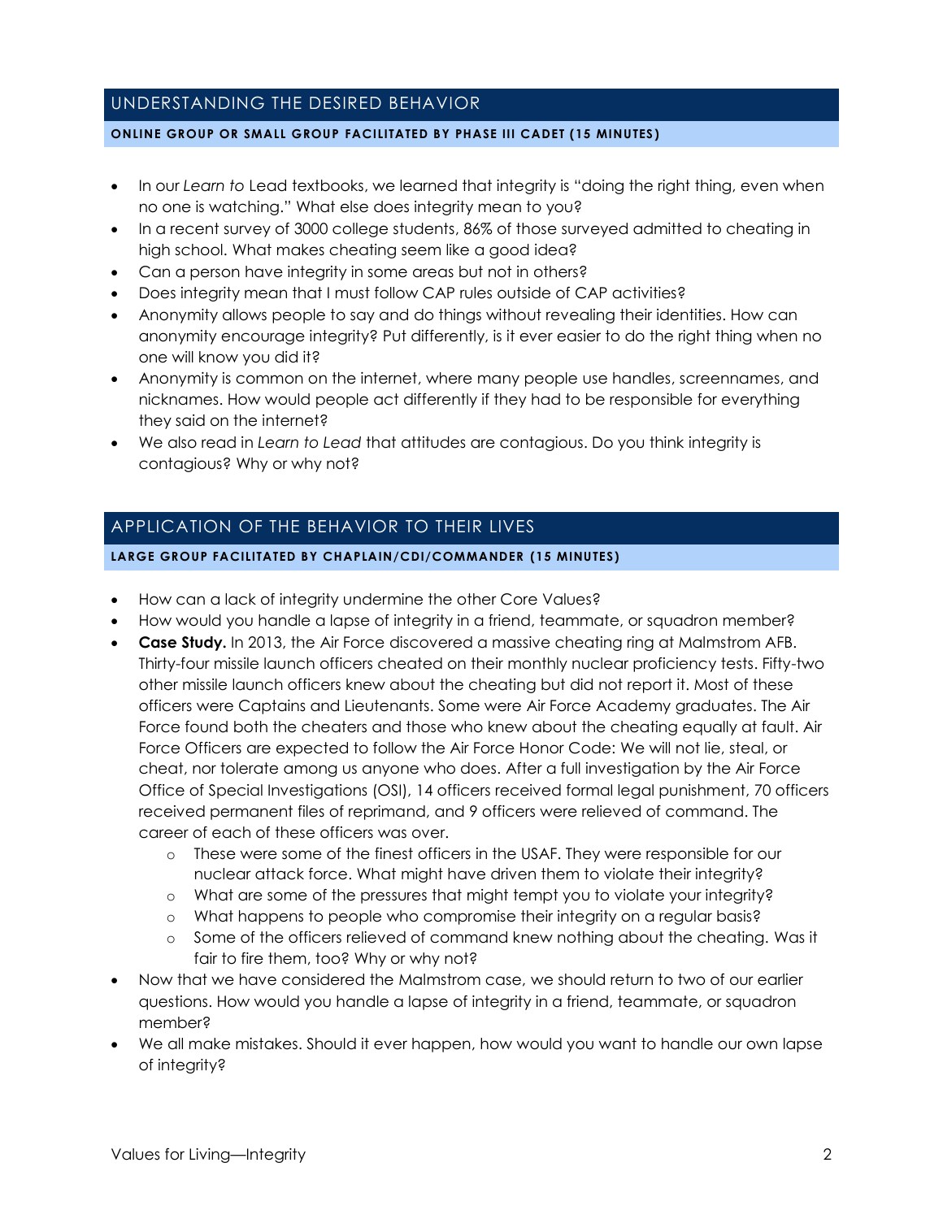## UNDERSTANDING THE DESIRED BEHAVIOR

**ONLINE GROUP OR SMALL GROUP FACILITATED BY PHASE III CADET (15 MINUTES)**

- In our *Learn to* Lead textbooks, we learned that integrity is "doing the right thing, even when no one is watching." What else does integrity mean to you?
- In a recent survey of 3000 college students, 86% of those surveyed admitted to cheating in high school. What makes cheating seem like a good idea?
- Can a person have integrity in some areas but not in others?
- Does integrity mean that I must follow CAP rules outside of CAP activities?
- Anonymity allows people to say and do things without revealing their identities. How can anonymity encourage integrity? Put differently, is it ever easier to do the right thing when no one will know you did it?
- Anonymity is common on the internet, where many people use handles, screennames, and nicknames. How would people act differently if they had to be responsible for everything they said on the internet?
- We also read in *Learn to Lead* that attitudes are contagious. Do you think integrity is contagious? Why or why not?

## APPLICATION OF THE BEHAVIOR TO THEIR LIVES

**LARGE GROUP FACILITATED BY CHAPLAIN/CDI/COMMANDER (15 MINUTES)**

- How can a lack of integrity undermine the other Core Values?
- How would you handle a lapse of integrity in a friend, teammate, or squadron member?
- **Case Study.** In 2013, the Air Force discovered a massive cheating ring at Malmstrom AFB. Thirty-four missile launch officers cheated on their monthly nuclear proficiency tests. Fifty-two other missile launch officers knew about the cheating but did not report it. Most of these officers were Captains and Lieutenants. Some were Air Force Academy graduates. The Air Force found both the cheaters and those who knew about the cheating equally at fault. Air Force Officers are expected to follow the Air Force Honor Code: We will not lie, steal, or cheat, nor tolerate among us anyone who does. After a full investigation by the Air Force Office of Special Investigations (OSI), 14 officers received formal legal punishment, 70 officers received permanent files of reprimand, and 9 officers were relieved of command. The career of each of these officers was over.
  - These were some of the finest officers in the USAF. They were responsible for our nuclear attack force. What might have driven them to violate their integrity?
  - What are some of the pressures that might tempt you to violate your integrity?
  - What happens to people who compromise their integrity on a regular basis?
  - Some of the officers relieved of command knew nothing about the cheating. Was it fair to fire them, too? Why or why not?
- Now that we have considered the Malmstrom case, we should return to two of our earlier questions. How would you handle a lapse of integrity in a friend, teammate, or squadron member?
- We all make mistakes. Should it ever happen, how would you want to handle our own lapse of integrity?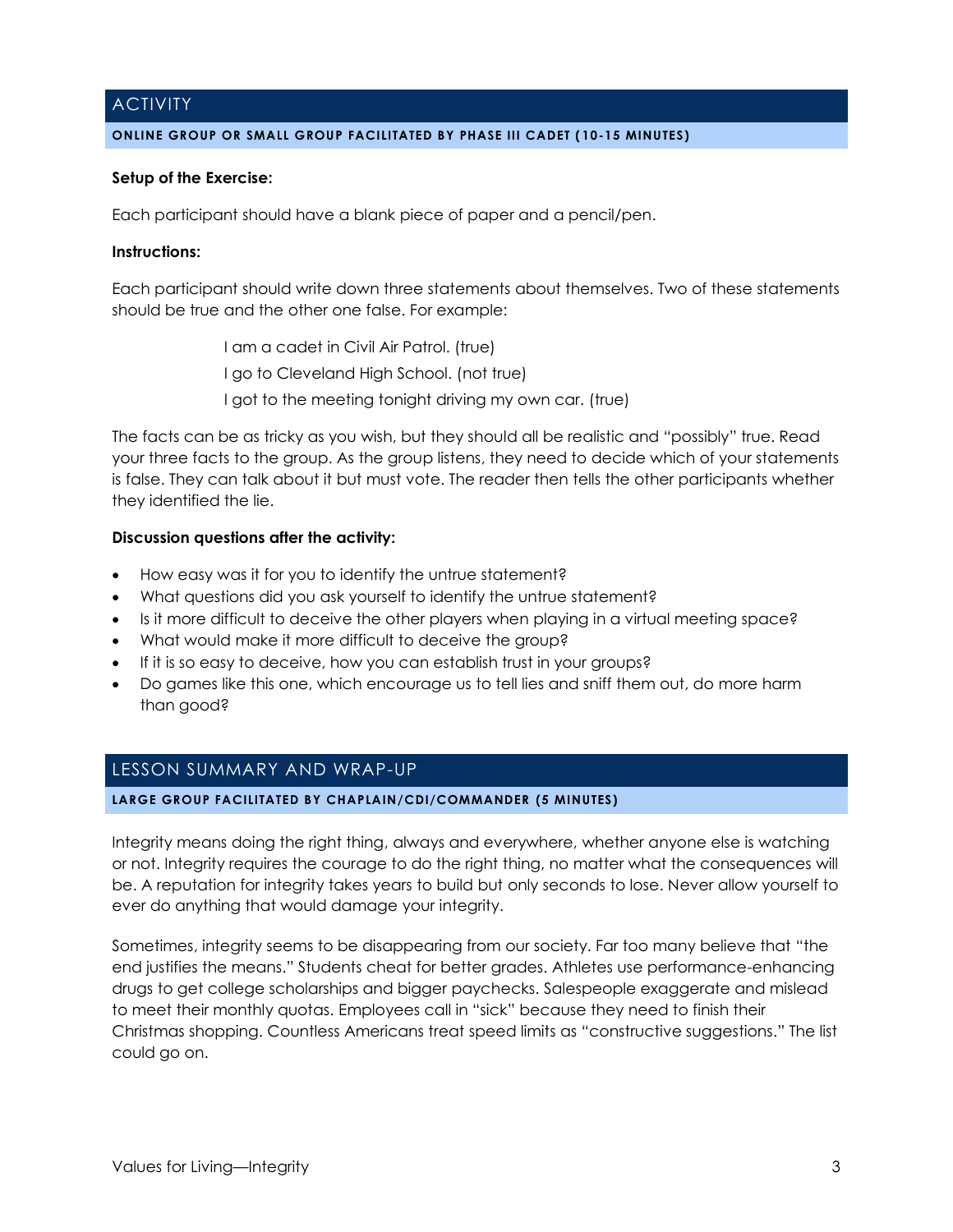## ACTIVITY

**ONLINE GROUP OR SMALL GROUP FACILITATED BY PHASE III CADET (10-15 MINUTES)**

**Setup of the Exercise:**

Each participant should have a blank piece of paper and a pencil/pen.

**Instructions:**

Each participant should write down three statements about themselves. Two of these statements should be true and the other one false. For example:

> I am a cadet in Civil Air Patrol. (true)
>
> I go to Cleveland High School. (not true)
>
> I got to the meeting tonight driving my own car. (true)

The facts can be as tricky as you wish, but they should all be realistic and "possibly" true. Read your three facts to the group. As the group listens, they need to decide which of your statements is false. They can talk about it but must vote. The reader then tells the other participants whether they identified the lie.

**Discussion questions after the activity:**

- How easy was it for you to identify the untrue statement?
- What questions did you ask yourself to identify the untrue statement?
- Is it more difficult to deceive the other players when playing in a virtual meeting space?
- What would make it more difficult to deceive the group?
- If it is so easy to deceive, how you can establish trust in your groups?
- Do games like this one, which encourage us to tell lies and sniff them out, do more harm than good?

## LESSON SUMMARY AND WRAP-UP

**LARGE GROUP FACILITATED BY CHAPLAIN/CDI/COMMANDER (5 MINUTES)**

Integrity means doing the right thing, always and everywhere, whether anyone else is watching or not. Integrity requires the courage to do the right thing, no matter what the consequences will be. A reputation for integrity takes years to build but only seconds to lose. Never allow yourself to ever do anything that would damage your integrity.

Sometimes, integrity seems to be disappearing from our society. Far too many believe that "the end justifies the means." Students cheat for better grades. Athletes use performance-enhancing drugs to get college scholarships and bigger paychecks. Salespeople exaggerate and mislead to meet their monthly quotas. Employees call in "sick" because they need to finish their Christmas shopping. Countless Americans treat speed limits as "constructive suggestions." The list could go on.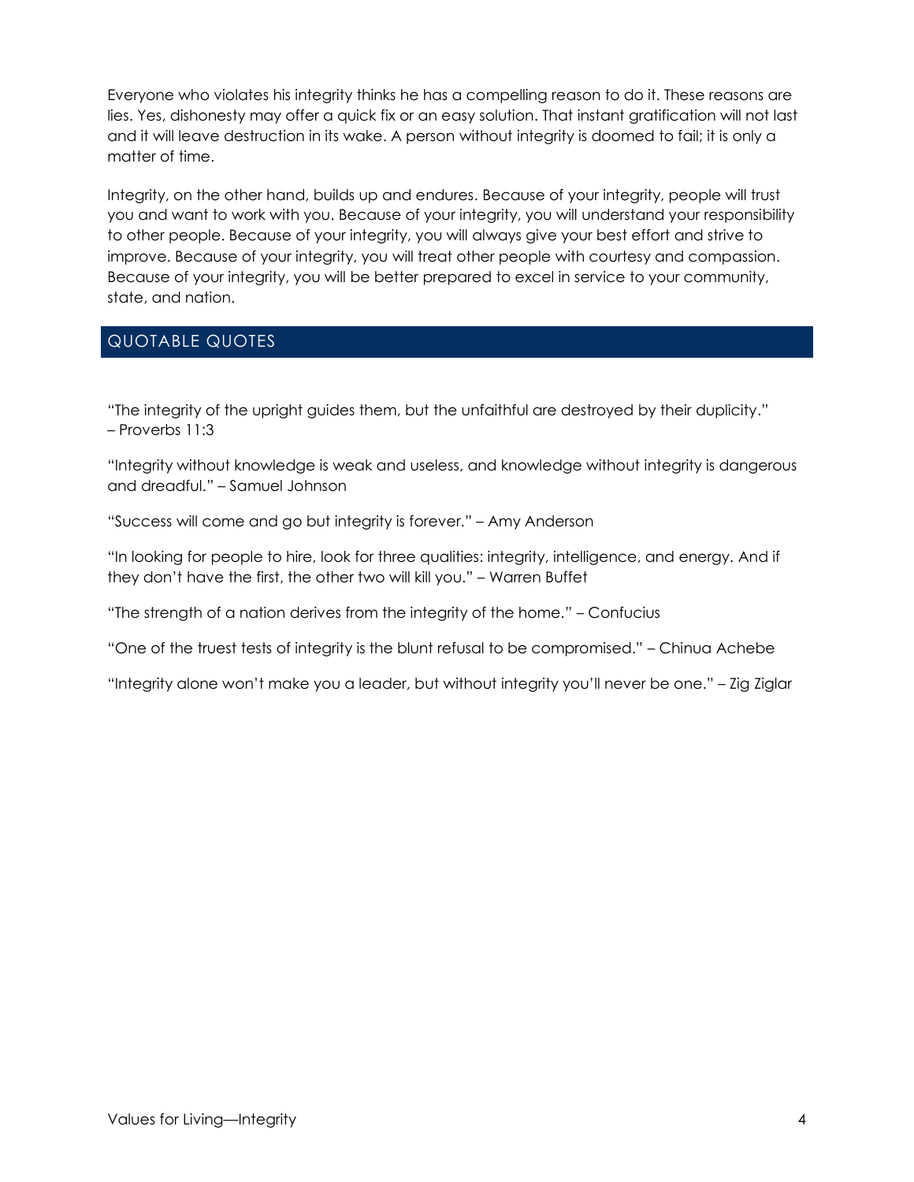Everyone who violates his integrity thinks he has a compelling reason to do it. These reasons are lies. Yes, dishonesty may offer a quick fix or an easy solution. That instant gratification will not last and it will leave destruction in its wake. A person without integrity is doomed to fail; it is only a matter of time.

Integrity, on the other hand, builds up and endures. Because of your integrity, people will trust you and want to work with you. Because of your integrity, you will understand your responsibility to other people. Because of your integrity, you will always give your best effort and strive to improve. Because of your integrity, you will treat other people with courtesy and compassion. Because of your integrity, you will be better prepared to excel in service to your community, state, and nation.

## QUOTABLE QUOTES

"The integrity of the upright guides them, but the unfaithful are destroyed by their duplicity." – Proverbs 11:3

"Integrity without knowledge is weak and useless, and knowledge without integrity is dangerous and dreadful." – Samuel Johnson

"Success will come and go but integrity is forever." – Amy Anderson

"In looking for people to hire, look for three qualities: integrity, intelligence, and energy. And if they don't have the first, the other two will kill you." – Warren Buffet

"The strength of a nation derives from the integrity of the home." – Confucius

"One of the truest tests of integrity is the blunt refusal to be compromised." – Chinua Achebe

"Integrity alone won't make you a leader, but without integrity you'll never be one." – Zig Ziglar